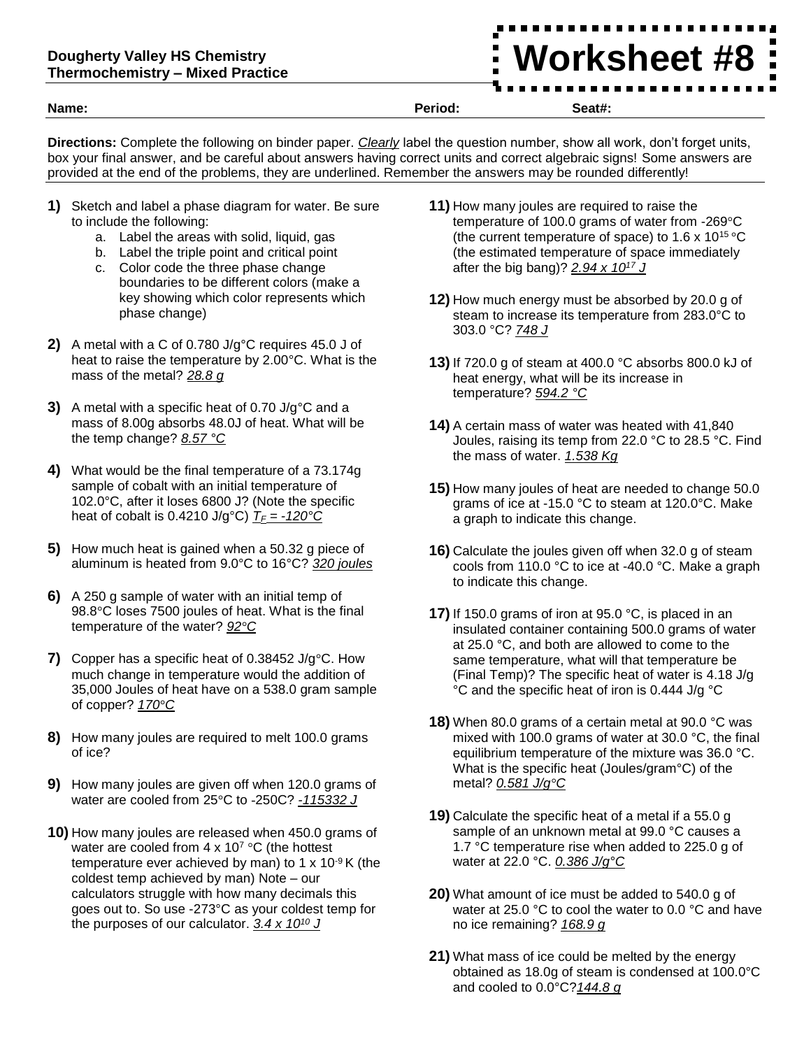**Dougherty Valley HS Chemistry**
**Thermochemistry – Mixed Practice**

# Worksheet #8

**Name:** **Period:** **Seat#:**

**Directions:** Complete the following on binder paper. *Clearly* label the question number, show all work, don't forget units, box your final answer, and be careful about answers having correct units and correct algebraic signs! Some answers are provided at the end of the problems, they are underlined. Remember the answers may be rounded differently!

**1)** Sketch and label a phase diagram for water. Be sure to include the following:
   a. Label the areas with solid, liquid, gas
   b. Label the triple point and critical point
   c. Color code the three phase change boundaries to be different colors (make a key showing which color represents which phase change)

**2)** A metal with a C of 0.780 J/g°C requires 45.0 J of heat to raise the temperature by 2.00°C. What is the mass of the metal? *28.8 g*

**3)** A metal with a specific heat of 0.70 J/g°C and a mass of 8.00g absorbs 48.0J of heat. What will be the temp change? *8.57 °C*

**4)** What would be the final temperature of a 73.174g sample of cobalt with an initial temperature of 102.0°C, after it loses 6800 J? (Note the specific heat of cobalt is 0.4210 J/g°C) *$T_F$ = -120°C*

**5)** How much heat is gained when a 50.32 g piece of aluminum is heated from 9.0°C to 16°C? *320 joules*

**6)** A 250 g sample of water with an initial temp of 98.8°C loses 7500 joules of heat. What is the final temperature of the water? *92°C*

**7)** Copper has a specific heat of 0.38452 J/g°C. How much change in temperature would the addition of 35,000 Joules of heat have on a 538.0 gram sample of copper? *170°C*

**8)** How many joules are required to melt 100.0 grams of ice?

**9)** How many joules are given off when 120.0 grams of water are cooled from 25°C to -250C? *-115332 J*

**10)** How many joules are released when 450.0 grams of water are cooled from $4 \times 10^7$ °C (the hottest temperature ever achieved by man) to $1 \times 10^{-9}$ K (the coldest temp achieved by man) Note – our calculators struggle with how many decimals this goes out to. So use -273°C as your coldest temp for the purposes of our calculator. *$3.4 \times 10^{10}$ J*

**11)** How many joules are required to raise the temperature of 100.0 grams of water from -269°C (the current temperature of space) to $1.6 \times 10^{15}$ °C (the estimated temperature of space immediately after the big bang)? *$2.94 \times 10^{17}$ J*

**12)** How much energy must be absorbed by 20.0 g of steam to increase its temperature from 283.0°C to 303.0 °C? *748 J*

**13)** If 720.0 g of steam at 400.0 °C absorbs 800.0 kJ of heat energy, what will be its increase in temperature? *594.2 °C*

**14)** A certain mass of water was heated with 41,840 Joules, raising its temp from 22.0 °C to 28.5 °C. Find the mass of water. *1.538 Kg*

**15)** How many joules of heat are needed to change 50.0 grams of ice at -15.0 °C to steam at 120.0°C. Make a graph to indicate this change.

**16)** Calculate the joules given off when 32.0 g of steam cools from 110.0 °C to ice at -40.0 °C. Make a graph to indicate this change.

**17)** If 150.0 grams of iron at 95.0 °C, is placed in an insulated container containing 500.0 grams of water at 25.0 °C, and both are allowed to come to the same temperature, what will that temperature be (Final Temp)? The specific heat of water is 4.18 J/g °C and the specific heat of iron is 0.444 J/g °C

**18)** When 80.0 grams of a certain metal at 90.0 °C was mixed with 100.0 grams of water at 30.0 °C, the final equilibrium temperature of the mixture was 36.0 °C. What is the specific heat (Joules/gram°C) of the metal? *0.581 J/g°C*

**19)** Calculate the specific heat of a metal if a 55.0 g sample of an unknown metal at 99.0 °C causes a 1.7 °C temperature rise when added to 225.0 g of water at 22.0 °C. *0.386 J/g°C*

**20)** What amount of ice must be added to 540.0 g of water at 25.0 °C to cool the water to 0.0 °C and have no ice remaining? *168.9 g*

**21)** What mass of ice could be melted by the energy obtained as 18.0g of steam is condensed at 100.0°C and cooled to 0.0°C?*144.8 g*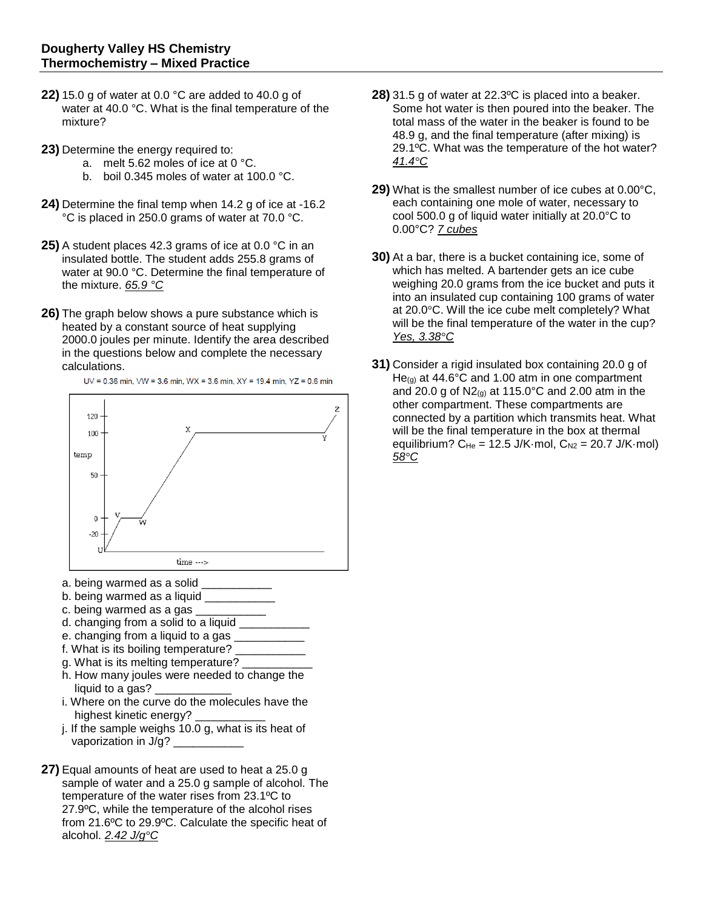**Dougherty Valley HS Chemistry**
**Thermochemistry – Mixed Practice**

**22)** 15.0 g of water at 0.0 °C are added to 40.0 g of water at 40.0 °C. What is the final temperature of the mixture?

**23)** Determine the energy required to:

   a. melt 5.62 moles of ice at 0 °C.
   b. boil 0.345 moles of water at 100.0 °C.

**24)** Determine the final temp when 14.2 g of ice at -16.2 °C is placed in 250.0 grams of water at 70.0 °C.

**25)** A student places 42.3 grams of ice at 0.0 °C in an insulated bottle. The student adds 255.8 grams of water at 90.0 °C. Determine the final temperature of the mixture. *65.9 °C*

**26)** The graph below shows a pure substance which is heated by a constant source of heat supplying 2000.0 joules per minute. Identify the area described in the questions below and complete the necessary calculations.

UV = 0.36 min, VW = 3.6 min, WX = 3.6 min, XY = 19.4 min, YZ = 0.6 min

temp
120
100
50
0
-20
U
V
W
X
Y
Z
time --->

a. being warmed as a solid ___________
b. being warmed as a liquid ___________
c. being warmed as a gas ___________
d. changing from a solid to a liquid ___________
e. changing from a liquid to a gas ___________
f. What is its boiling temperature? ___________
g. What is its melting temperature? ___________
h. How many joules were needed to change the liquid to a gas? ____________
i. Where on the curve do the molecules have the highest kinetic energy? ___________
j. If the sample weighs 10.0 g, what is its heat of vaporization in J/g? ___________

**27)** Equal amounts of heat are used to heat a 25.0 g sample of water and a 25.0 g sample of alcohol. The temperature of the water rises from 23.1ºC to 27.9ºC, while the temperature of the alcohol rises from 21.6ºC to 29.9ºC. Calculate the specific heat of alcohol. *2.42 J/g°C*

**28)** 31.5 g of water at 22.3ºC is placed into a beaker. Some hot water is then poured into the beaker. The total mass of the water in the beaker is found to be 48.9 g, and the final temperature (after mixing) is 29.1ºC. What was the temperature of the hot water? *41.4°C*

**29)** What is the smallest number of ice cubes at 0.00°C, each containing one mole of water, necessary to cool 500.0 g of liquid water initially at 20.0°C to 0.00°C? *7 cubes*

**30)** At a bar, there is a bucket containing ice, some of which has melted. A bartender gets an ice cube weighing 20.0 grams from the ice bucket and puts it into an insulated cup containing 100 grams of water at 20.0°C. Will the ice cube melt completely? What will be the final temperature of the water in the cup? *Yes, 3.38°C*

**31)** Consider a rigid insulated box containing 20.0 g of $He_{(g)}$ at 44.6°C and 1.00 atm in one compartment and 20.0 g of $N2_{(g)}$ at 115.0°C and 2.00 atm in the other compartment. These compartments are connected by a partition which transmits heat. What will be the final temperature in the box at thermal equilibrium? $C_{He}$ = 12.5 J/K·mol, $C_{N2}$ = 20.7 J/K·mol) *58°C*